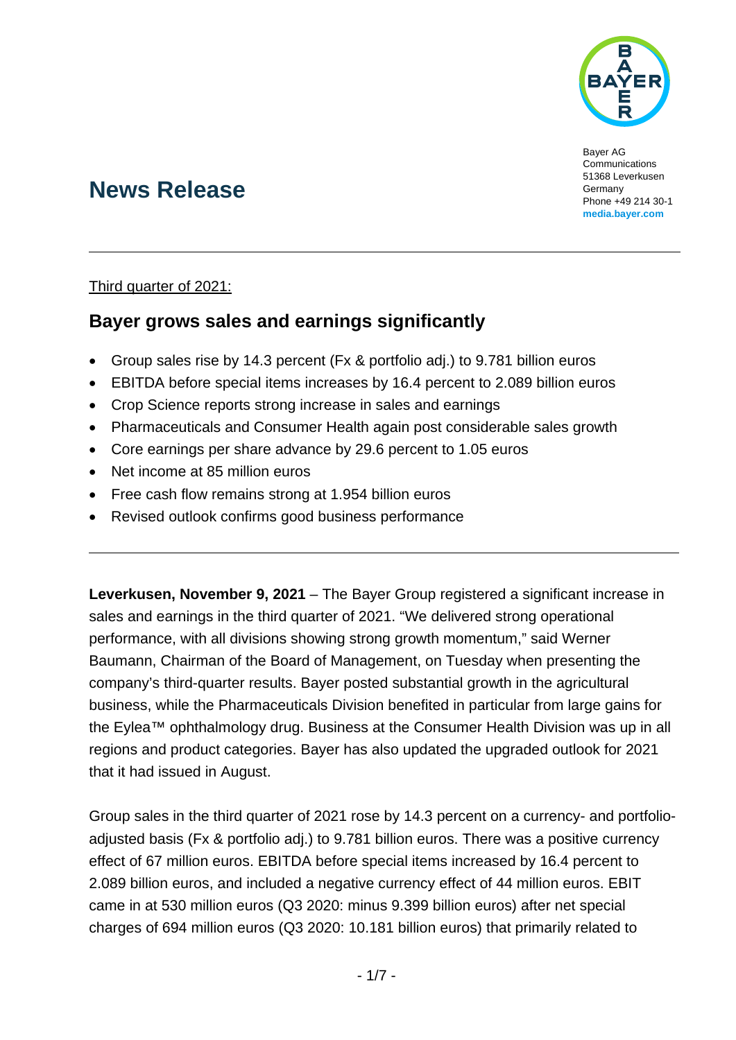Bayer AG
Communications
51368 Leverkusen
Germany
Phone +49 214 30-1
**media.bayer.com**

# News Release

Third quarter of 2021:

## Bayer grows sales and earnings significantly

- Group sales rise by 14.3 percent (Fx & portfolio adj.) to 9.781 billion euros
- EBITDA before special items increases by 16.4 percent to 2.089 billion euros
- Crop Science reports strong increase in sales and earnings
- Pharmaceuticals and Consumer Health again post considerable sales growth
- Core earnings per share advance by 29.6 percent to 1.05 euros
- Net income at 85 million euros
- Free cash flow remains strong at 1.954 billion euros
- Revised outlook confirms good business performance

**Leverkusen, November 9, 2021** – The Bayer Group registered a significant increase in sales and earnings in the third quarter of 2021. "We delivered strong operational performance, with all divisions showing strong growth momentum," said Werner Baumann, Chairman of the Board of Management, on Tuesday when presenting the company's third-quarter results. Bayer posted substantial growth in the agricultural business, while the Pharmaceuticals Division benefited in particular from large gains for the Eylea™ ophthalmology drug. Business at the Consumer Health Division was up in all regions and product categories. Bayer has also updated the upgraded outlook for 2021 that it had issued in August.

Group sales in the third quarter of 2021 rose by 14.3 percent on a currency- and portfolio-adjusted basis (Fx & portfolio adj.) to 9.781 billion euros. There was a positive currency effect of 67 million euros. EBITDA before special items increased by 16.4 percent to 2.089 billion euros, and included a negative currency effect of 44 million euros. EBIT came in at 530 million euros (Q3 2020: minus 9.399 billion euros) after net special charges of 694 million euros (Q3 2020: 10.181 billion euros) that primarily related to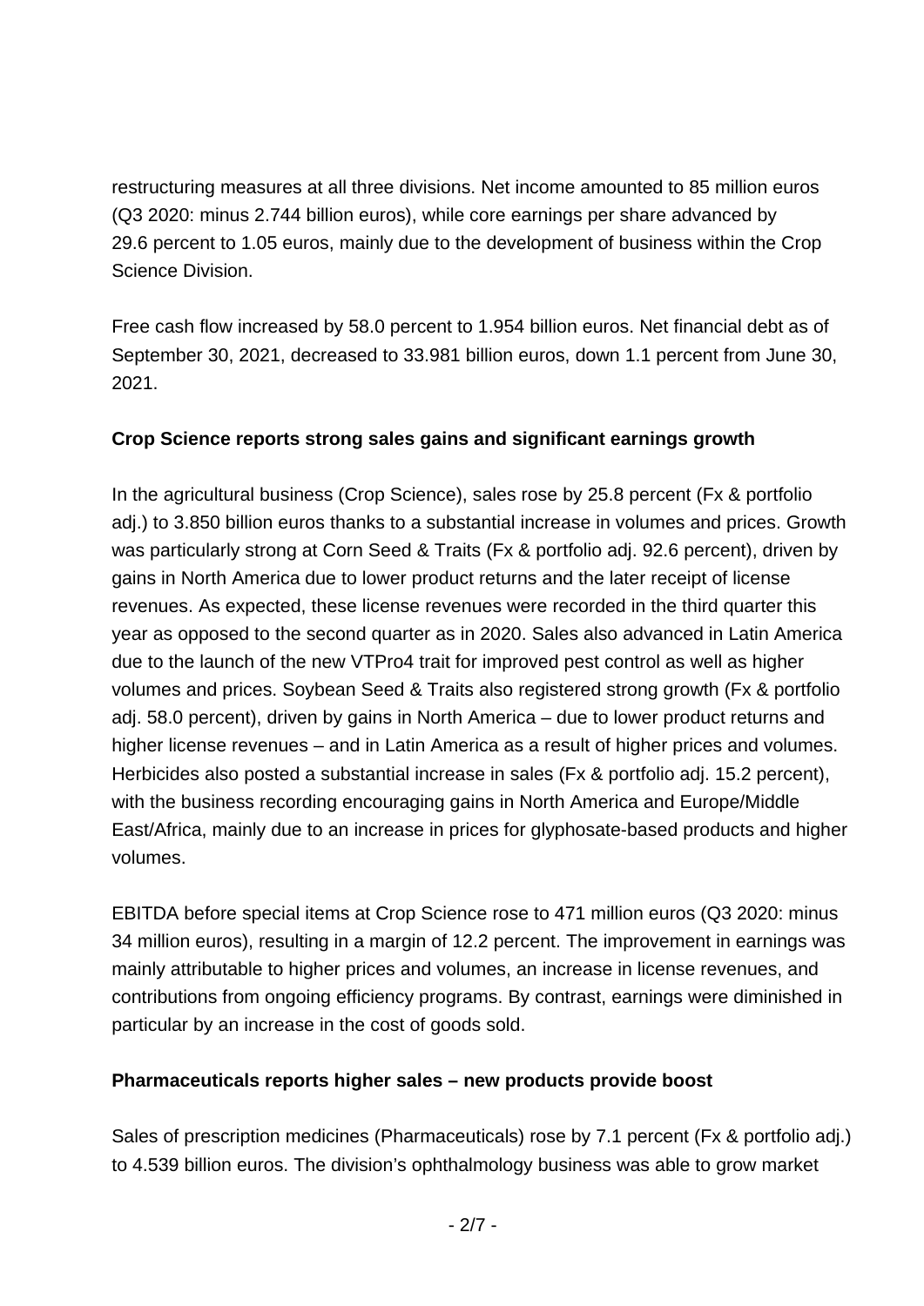restructuring measures at all three divisions. Net income amounted to 85 million euros (Q3 2020: minus 2.744 billion euros), while core earnings per share advanced by 29.6 percent to 1.05 euros, mainly due to the development of business within the Crop Science Division.

Free cash flow increased by 58.0 percent to 1.954 billion euros. Net financial debt as of September 30, 2021, decreased to 33.981 billion euros, down 1.1 percent from June 30, 2021.

**Crop Science reports strong sales gains and significant earnings growth**

In the agricultural business (Crop Science), sales rose by 25.8 percent (Fx & portfolio adj.) to 3.850 billion euros thanks to a substantial increase in volumes and prices. Growth was particularly strong at Corn Seed & Traits (Fx & portfolio adj. 92.6 percent), driven by gains in North America due to lower product returns and the later receipt of license revenues. As expected, these license revenues were recorded in the third quarter this year as opposed to the second quarter as in 2020. Sales also advanced in Latin America due to the launch of the new VTPro4 trait for improved pest control as well as higher volumes and prices. Soybean Seed & Traits also registered strong growth (Fx & portfolio adj. 58.0 percent), driven by gains in North America – due to lower product returns and higher license revenues – and in Latin America as a result of higher prices and volumes. Herbicides also posted a substantial increase in sales (Fx & portfolio adj. 15.2 percent), with the business recording encouraging gains in North America and Europe/Middle East/Africa, mainly due to an increase in prices for glyphosate-based products and higher volumes.

EBITDA before special items at Crop Science rose to 471 million euros (Q3 2020: minus 34 million euros), resulting in a margin of 12.2 percent. The improvement in earnings was mainly attributable to higher prices and volumes, an increase in license revenues, and contributions from ongoing efficiency programs. By contrast, earnings were diminished in particular by an increase in the cost of goods sold.

**Pharmaceuticals reports higher sales – new products provide boost**

Sales of prescription medicines (Pharmaceuticals) rose by 7.1 percent (Fx & portfolio adj.) to 4.539 billion euros. The division's ophthalmology business was able to grow market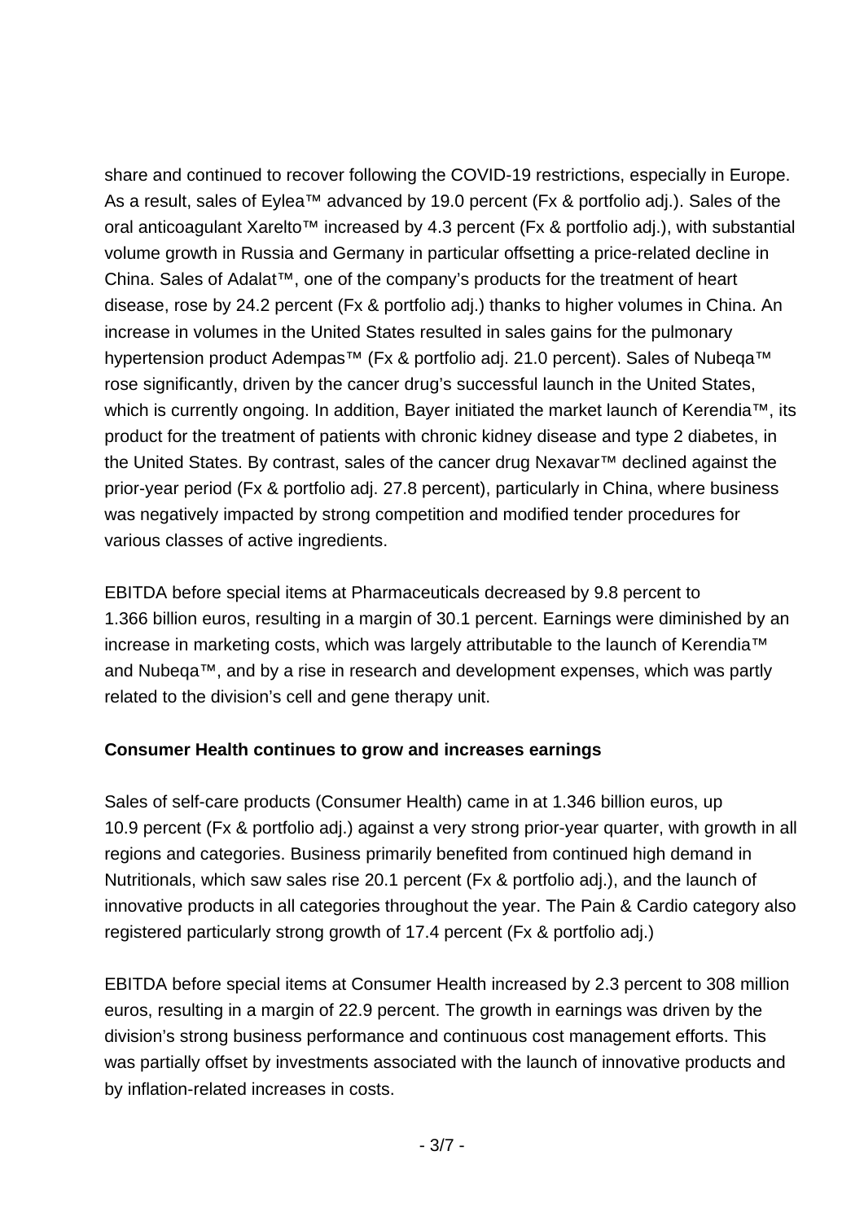share and continued to recover following the COVID-19 restrictions, especially in Europe. As a result, sales of Eylea™ advanced by 19.0 percent (Fx & portfolio adj.). Sales of the oral anticoagulant Xarelto™ increased by 4.3 percent (Fx & portfolio adj.), with substantial volume growth in Russia and Germany in particular offsetting a price-related decline in China. Sales of Adalat™, one of the company's products for the treatment of heart disease, rose by 24.2 percent (Fx & portfolio adj.) thanks to higher volumes in China. An increase in volumes in the United States resulted in sales gains for the pulmonary hypertension product Adempas™ (Fx & portfolio adj. 21.0 percent). Sales of Nubeqa™ rose significantly, driven by the cancer drug's successful launch in the United States, which is currently ongoing. In addition, Bayer initiated the market launch of Kerendia™, its product for the treatment of patients with chronic kidney disease and type 2 diabetes, in the United States. By contrast, sales of the cancer drug Nexavar™ declined against the prior-year period (Fx & portfolio adj. 27.8 percent), particularly in China, where business was negatively impacted by strong competition and modified tender procedures for various classes of active ingredients.

EBITDA before special items at Pharmaceuticals decreased by 9.8 percent to 1.366 billion euros, resulting in a margin of 30.1 percent. Earnings were diminished by an increase in marketing costs, which was largely attributable to the launch of Kerendia™ and Nubeqa™, and by a rise in research and development expenses, which was partly related to the division's cell and gene therapy unit.

**Consumer Health continues to grow and increases earnings**

Sales of self-care products (Consumer Health) came in at 1.346 billion euros, up 10.9 percent (Fx & portfolio adj.) against a very strong prior-year quarter, with growth in all regions and categories. Business primarily benefited from continued high demand in Nutritionals, which saw sales rise 20.1 percent (Fx & portfolio adj.), and the launch of innovative products in all categories throughout the year. The Pain & Cardio category also registered particularly strong growth of 17.4 percent (Fx & portfolio adj.)

EBITDA before special items at Consumer Health increased by 2.3 percent to 308 million euros, resulting in a margin of 22.9 percent. The growth in earnings was driven by the division's strong business performance and continuous cost management efforts. This was partially offset by investments associated with the launch of innovative products and by inflation-related increases in costs.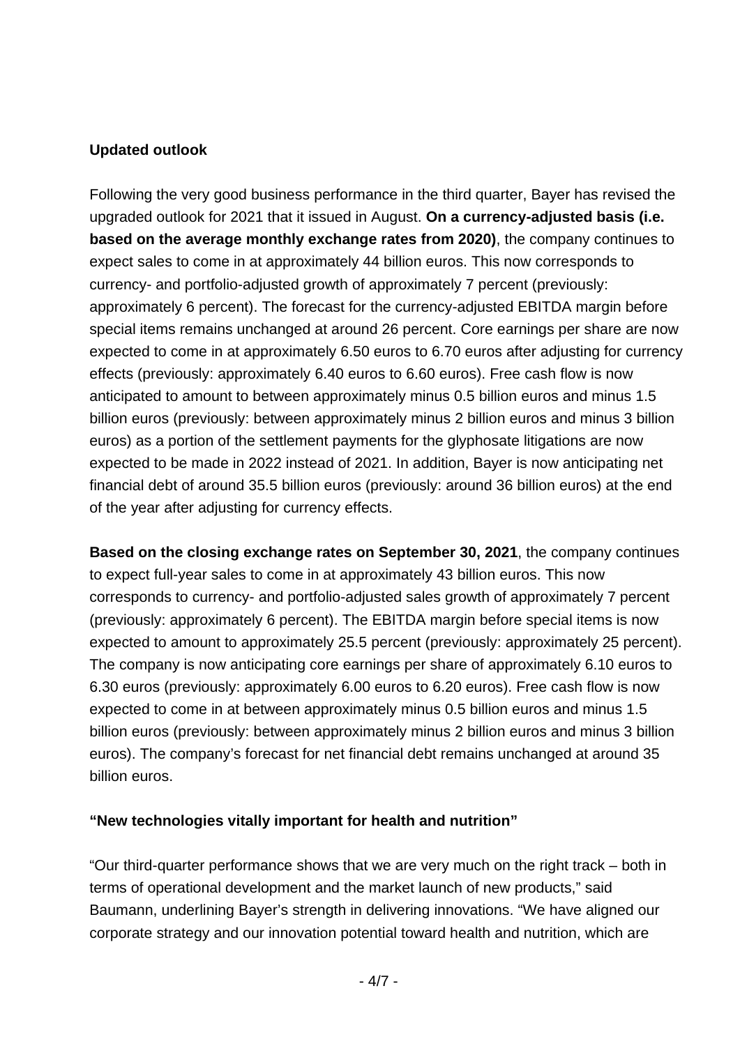**Updated outlook**

Following the very good business performance in the third quarter, Bayer has revised the upgraded outlook for 2021 that it issued in August. **On a currency-adjusted basis (i.e. based on the average monthly exchange rates from 2020)**, the company continues to expect sales to come in at approximately 44 billion euros. This now corresponds to currency- and portfolio-adjusted growth of approximately 7 percent (previously: approximately 6 percent). The forecast for the currency-adjusted EBITDA margin before special items remains unchanged at around 26 percent. Core earnings per share are now expected to come in at approximately 6.50 euros to 6.70 euros after adjusting for currency effects (previously: approximately 6.40 euros to 6.60 euros). Free cash flow is now anticipated to amount to between approximately minus 0.5 billion euros and minus 1.5 billion euros (previously: between approximately minus 2 billion euros and minus 3 billion euros) as a portion of the settlement payments for the glyphosate litigations are now expected to be made in 2022 instead of 2021. In addition, Bayer is now anticipating net financial debt of around 35.5 billion euros (previously: around 36 billion euros) at the end of the year after adjusting for currency effects.

**Based on the closing exchange rates on September 30, 2021**, the company continues to expect full-year sales to come in at approximately 43 billion euros. This now corresponds to currency- and portfolio-adjusted sales growth of approximately 7 percent (previously: approximately 6 percent). The EBITDA margin before special items is now expected to amount to approximately 25.5 percent (previously: approximately 25 percent). The company is now anticipating core earnings per share of approximately 6.10 euros to 6.30 euros (previously: approximately 6.00 euros to 6.20 euros). Free cash flow is now expected to come in at between approximately minus 0.5 billion euros and minus 1.5 billion euros (previously: between approximately minus 2 billion euros and minus 3 billion euros). The company's forecast for net financial debt remains unchanged at around 35 billion euros.

**"New technologies vitally important for health and nutrition"**

"Our third-quarter performance shows that we are very much on the right track – both in terms of operational development and the market launch of new products," said Baumann, underlining Bayer's strength in delivering innovations. "We have aligned our corporate strategy and our innovation potential toward health and nutrition, which are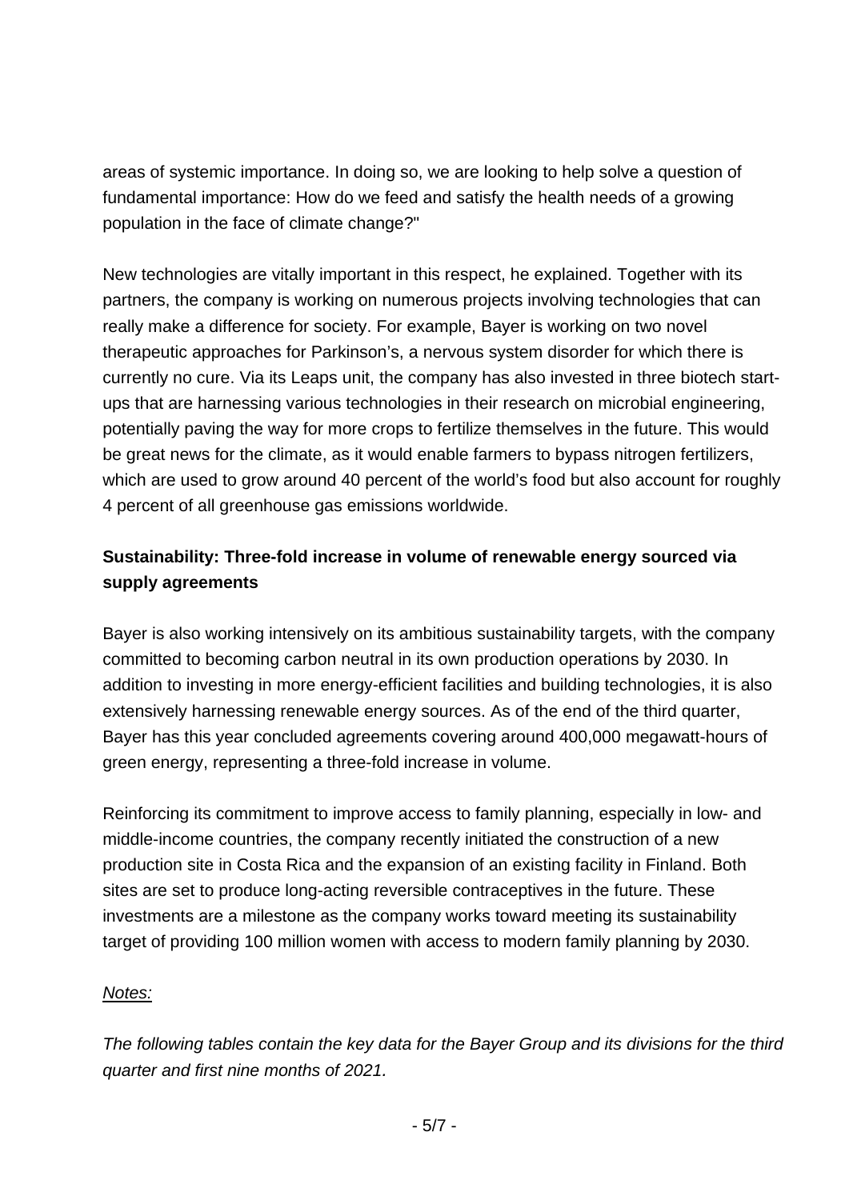areas of systemic importance. In doing so, we are looking to help solve a question of fundamental importance: How do we feed and satisfy the health needs of a growing population in the face of climate change?"

New technologies are vitally important in this respect, he explained. Together with its partners, the company is working on numerous projects involving technologies that can really make a difference for society. For example, Bayer is working on two novel therapeutic approaches for Parkinson's, a nervous system disorder for which there is currently no cure. Via its Leaps unit, the company has also invested in three biotech start-ups that are harnessing various technologies in their research on microbial engineering, potentially paving the way for more crops to fertilize themselves in the future. This would be great news for the climate, as it would enable farmers to bypass nitrogen fertilizers, which are used to grow around 40 percent of the world's food but also account for roughly 4 percent of all greenhouse gas emissions worldwide.

**Sustainability: Three-fold increase in volume of renewable energy sourced via supply agreements**

Bayer is also working intensively on its ambitious sustainability targets, with the company committed to becoming carbon neutral in its own production operations by 2030. In addition to investing in more energy-efficient facilities and building technologies, it is also extensively harnessing renewable energy sources. As of the end of the third quarter, Bayer has this year concluded agreements covering around 400,000 megawatt-hours of green energy, representing a three-fold increase in volume.

Reinforcing its commitment to improve access to family planning, especially in low- and middle-income countries, the company recently initiated the construction of a new production site in Costa Rica and the expansion of an existing facility in Finland. Both sites are set to produce long-acting reversible contraceptives in the future. These investments are a milestone as the company works toward meeting its sustainability target of providing 100 million women with access to modern family planning by 2030.

*Notes:*

*The following tables contain the key data for the Bayer Group and its divisions for the third quarter and first nine months of 2021.*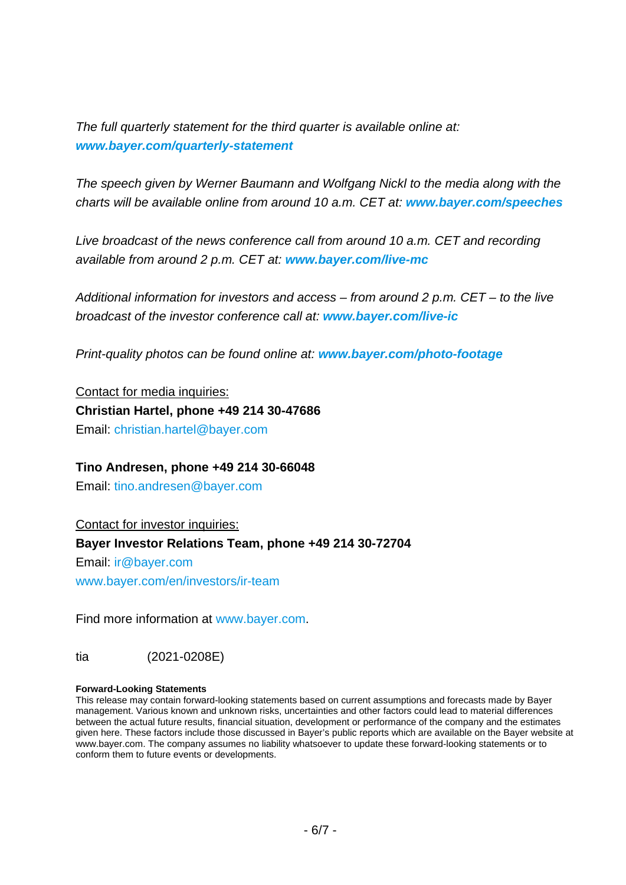*The full quarterly statement for the third quarter is available online at:* ***www.bayer.com/quarterly-statement***

*The speech given by Werner Baumann and Wolfgang Nickl to the media along with the charts will be available online from around 10 a.m. CET at:* ***www.bayer.com/speeches***

*Live broadcast of the news conference call from around 10 a.m. CET and recording available from around 2 p.m. CET at:* ***www.bayer.com/live-mc***

*Additional information for investors and access – from around 2 p.m. CET – to the live broadcast of the investor conference call at:* ***www.bayer.com/live-ic***

*Print-quality photos can be found online at:* ***www.bayer.com/photo-footage***

Contact for media inquiries:
**Christian Hartel, phone +49 214 30-47686**
Email: christian.hartel@bayer.com

**Tino Andresen, phone +49 214 30-66048**
Email: tino.andresen@bayer.com

Contact for investor inquiries:
**Bayer Investor Relations Team, phone +49 214 30-72704**
Email: ir@bayer.com
www.bayer.com/en/investors/ir-team

Find more information at www.bayer.com.

tia (2021-0208E)

**Forward-Looking Statements**
This release may contain forward-looking statements based on current assumptions and forecasts made by Bayer management. Various known and unknown risks, uncertainties and other factors could lead to material differences between the actual future results, financial situation, development or performance of the company and the estimates given here. These factors include those discussed in Bayer's public reports which are available on the Bayer website at www.bayer.com. The company assumes no liability whatsoever to update these forward-looking statements or to conform them to future events or developments.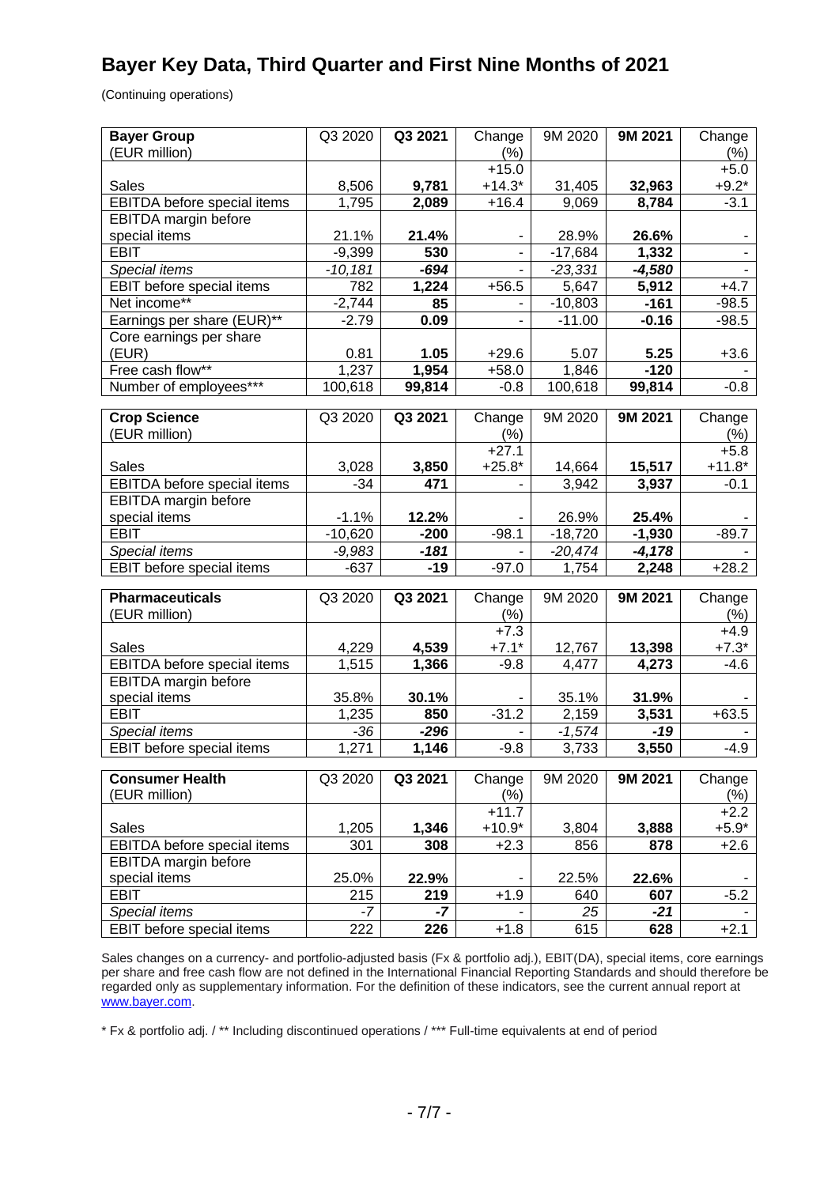# Bayer Key Data, Third Quarter and First Nine Months of 2021

(Continuing operations)

| **Bayer Group** (EUR million) | Q3 2020 | **Q3 2021** | Change (%) | 9M 2020 | **9M 2021** | Change (%) |
|---|---|---|---|---|---|---|
| Sales | 8,506 | **9,781** | +15.0<br>+14.3* | 31,405 | **32,963** | +5.0<br>+9.2* |
| EBITDA before special items | 1,795 | **2,089** | +16.4 | 9,069 | **8,784** | -3.1 |
| EBITDA margin before special items | 21.1% | **21.4%** | - | 28.9% | **26.6%** | - |
| EBIT | -9,399 | **530** | - | -17,684 | **1,332** | - |
| *Special items* | *-10,181* | ***-694*** | - | *-23,331* | ***-4,580*** | - |
| EBIT before special items | 782 | **1,224** | +56.5 | 5,647 | **5,912** | +4.7 |
| Net income** | -2,744 | **85** | - | -10,803 | **-161** | -98.5 |
| Earnings per share (EUR)** | -2.79 | **0.09** | - | -11.00 | **-0.16** | -98.5 |
| Core earnings per share (EUR) | 0.81 | **1.05** | +29.6 | 5.07 | **5.25** | +3.6 |
| Free cash flow** | 1,237 | **1,954** | +58.0 | 1,846 | **-120** | - |
| Number of employees*** | 100,618 | **99,814** | -0.8 | 100,618 | **99,814** | -0.8 |

| **Crop Science** (EUR million) | Q3 2020 | **Q3 2021** | Change (%) | 9M 2020 | **9M 2021** | Change (%) |
|---|---|---|---|---|---|---|
| Sales | 3,028 | **3,850** | +27.1<br>+25.8* | 14,664 | **15,517** | +5.8<br>+11.8* |
| EBITDA before special items | -34 | **471** | - | 3,942 | **3,937** | -0.1 |
| EBITDA margin before special items | -1.1% | **12.2%** | - | 26.9% | **25.4%** | - |
| EBIT | -10,620 | **-200** | -98.1 | -18,720 | **-1,930** | -89.7 |
| *Special items* | *-9,983* | ***-181*** | - | *-20,474* | ***-4,178*** | - |
| EBIT before special items | -637 | **-19** | -97.0 | 1,754 | **2,248** | +28.2 |

| **Pharmaceuticals** (EUR million) | Q3 2020 | **Q3 2021** | Change (%) | 9M 2020 | **9M 2021** | Change (%) |
|---|---|---|---|---|---|---|
| Sales | 4,229 | **4,539** | +7.3<br>+7.1* | 12,767 | **13,398** | +4.9<br>+7.3* |
| EBITDA before special items | 1,515 | **1,366** | -9.8 | 4,477 | **4,273** | -4.6 |
| EBITDA margin before special items | 35.8% | **30.1%** | - | 35.1% | **31.9%** | - |
| EBIT | 1,235 | **850** | -31.2 | 2,159 | **3,531** | +63.5 |
| *Special items* | *-36* | ***-296*** | - | *-1,574* | ***-19*** | - |
| EBIT before special items | 1,271 | **1,146** | -9.8 | 3,733 | **3,550** | -4.9 |

| **Consumer Health** (EUR million) | Q3 2020 | **Q3 2021** | Change (%) | 9M 2020 | **9M 2021** | Change (%) |
|---|---|---|---|---|---|---|
| Sales | 1,205 | **1,346** | +11.7<br>+10.9* | 3,804 | **3,888** | +2.2<br>+5.9* |
| EBITDA before special items | 301 | **308** | +2.3 | 856 | **878** | +2.6 |
| EBITDA margin before special items | 25.0% | **22.9%** | - | 22.5% | **22.6%** | - |
| EBIT | 215 | **219** | +1.9 | 640 | **607** | -5.2 |
| *Special items* | *-7* | ***-7*** | - | *25* | ***-21*** | - |
| EBIT before special items | 222 | **226** | +1.8 | 615 | **628** | +2.1 |

Sales changes on a currency- and portfolio-adjusted basis (Fx & portfolio adj.), EBIT(DA), special items, core earnings per share and free cash flow are not defined in the International Financial Reporting Standards and should therefore be regarded only as supplementary information. For the definition of these indicators, see the current annual report at www.bayer.com.

* Fx & portfolio adj. / ** Including discontinued operations / *** Full-time equivalents at end of period